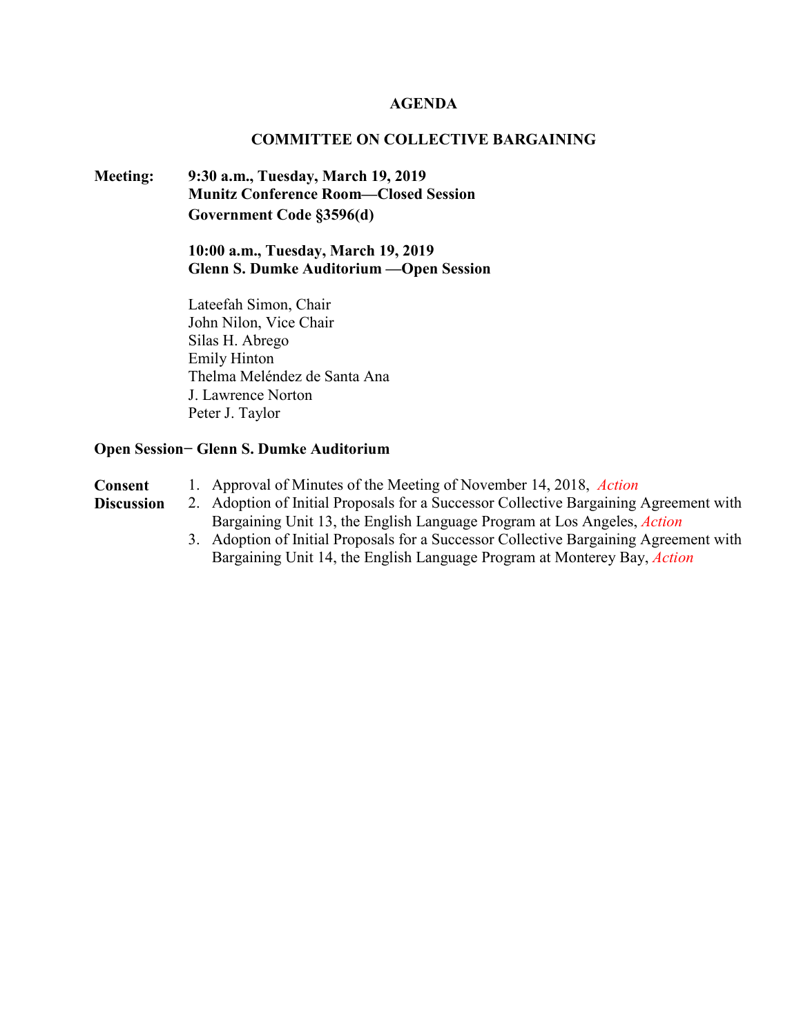# AGENDA

## COMMITTEE ON COLLECTIVE BARGAINING

**Meeting:** **9:30 a.m., Tuesday, March 19, 2019**
**Munitz Conference Room—Closed Session**
**Government Code §3596(d)**

**10:00 a.m., Tuesday, March 19, 2019**
**Glenn S. Dumke Auditorium —Open Session**

Lateefah Simon, Chair
John Nilon, Vice Chair
Silas H. Abrego
Emily Hinton
Thelma Meléndez de Santa Ana
J. Lawrence Norton
Peter J. Taylor

**Open Session− Glenn S. Dumke Auditorium**

**Consent**
1. Approval of Minutes of the Meeting of November 14, 2018, *Action*

**Discussion**
2. Adoption of Initial Proposals for a Successor Collective Bargaining Agreement with Bargaining Unit 13, the English Language Program at Los Angeles, *Action*
3. Adoption of Initial Proposals for a Successor Collective Bargaining Agreement with Bargaining Unit 14, the English Language Program at Monterey Bay, *Action*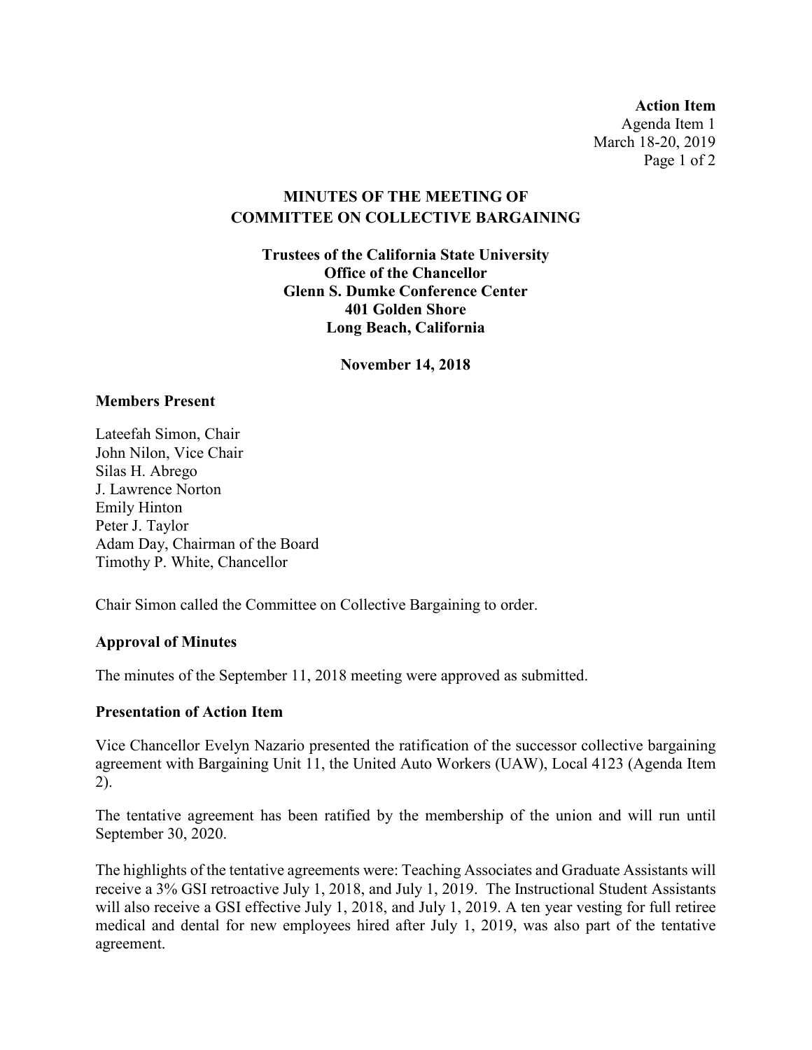**Action Item**
Agenda Item 1
March 18-20, 2019

# MINUTES OF THE MEETING OF COMMITTEE ON COLLECTIVE BARGAINING

**Trustees of the California State University**
**Office of the Chancellor**
**Glenn S. Dumke Conference Center**
**401 Golden Shore**
**Long Beach, California**

**November 14, 2018**

## Members Present

Lateefah Simon, Chair
John Nilon, Vice Chair
Silas H. Abrego
J. Lawrence Norton
Emily Hinton
Peter J. Taylor
Adam Day, Chairman of the Board
Timothy P. White, Chancellor

Chair Simon called the Committee on Collective Bargaining to order.

## Approval of Minutes

The minutes of the September 11, 2018 meeting were approved as submitted.

## Presentation of Action Item

Vice Chancellor Evelyn Nazario presented the ratification of the successor collective bargaining agreement with Bargaining Unit 11, the United Auto Workers (UAW), Local 4123 (Agenda Item 2).

The tentative agreement has been ratified by the membership of the union and will run until September 30, 2020.

The highlights of the tentative agreements were: Teaching Associates and Graduate Assistants will receive a 3% GSI retroactive July 1, 2018, and July 1, 2019. The Instructional Student Assistants will also receive a GSI effective July 1, 2018, and July 1, 2019. A ten year vesting for full retiree medical and dental for new employees hired after July 1, 2019, was also part of the tentative agreement.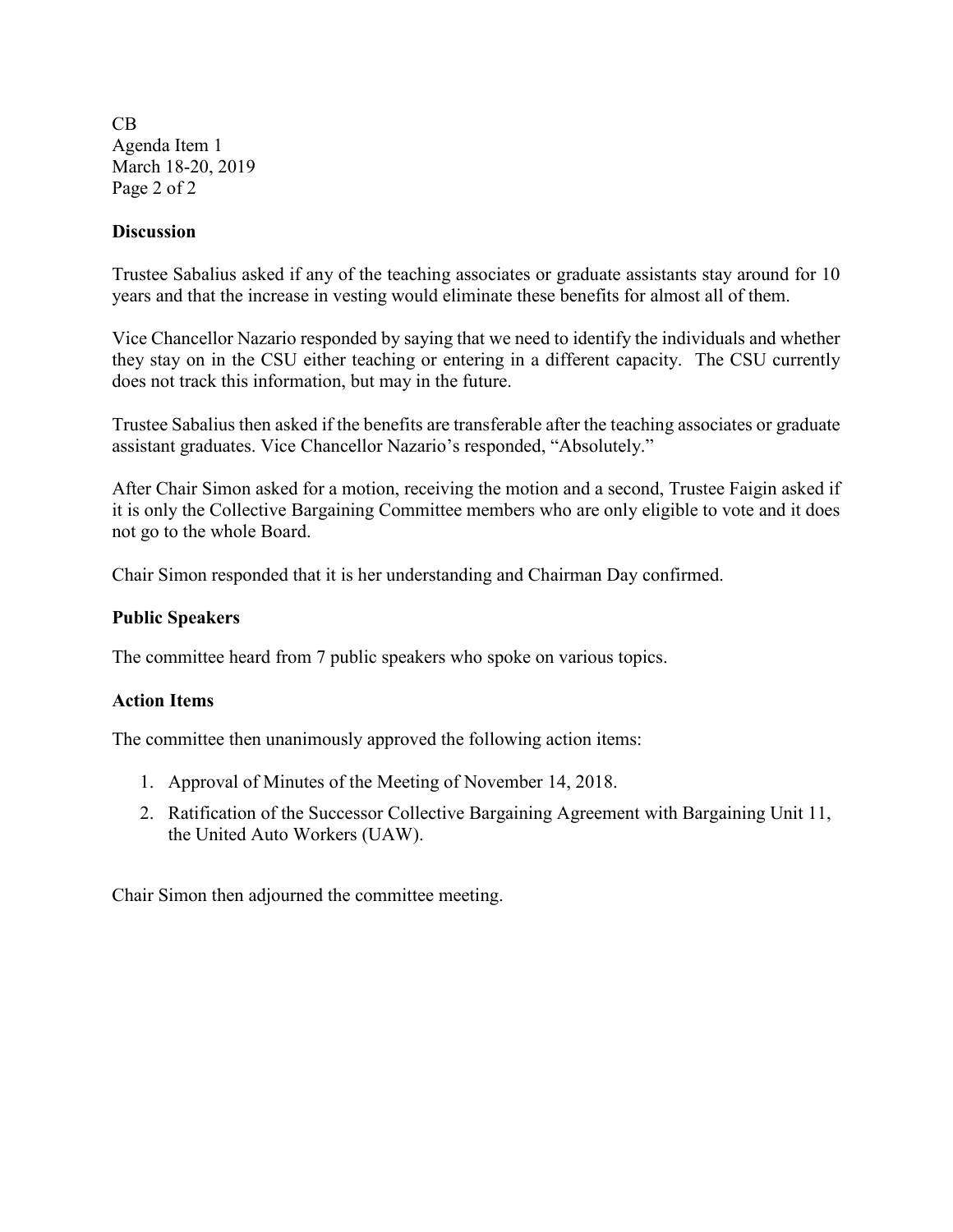## Discussion

Trustee Sabalius asked if any of the teaching associates or graduate assistants stay around for 10 years and that the increase in vesting would eliminate these benefits for almost all of them.

Vice Chancellor Nazario responded by saying that we need to identify the individuals and whether they stay on in the CSU either teaching or entering in a different capacity. The CSU currently does not track this information, but may in the future.

Trustee Sabalius then asked if the benefits are transferable after the teaching associates or graduate assistant graduates. Vice Chancellor Nazario's responded, "Absolutely."

After Chair Simon asked for a motion, receiving the motion and a second, Trustee Faigin asked if it is only the Collective Bargaining Committee members who are only eligible to vote and it does not go to the whole Board.

Chair Simon responded that it is her understanding and Chairman Day confirmed.

## Public Speakers

The committee heard from 7 public speakers who spoke on various topics.

## Action Items

The committee then unanimously approved the following action items:

1. Approval of Minutes of the Meeting of November 14, 2018.
2. Ratification of the Successor Collective Bargaining Agreement with Bargaining Unit 11, the United Auto Workers (UAW).

Chair Simon then adjourned the committee meeting.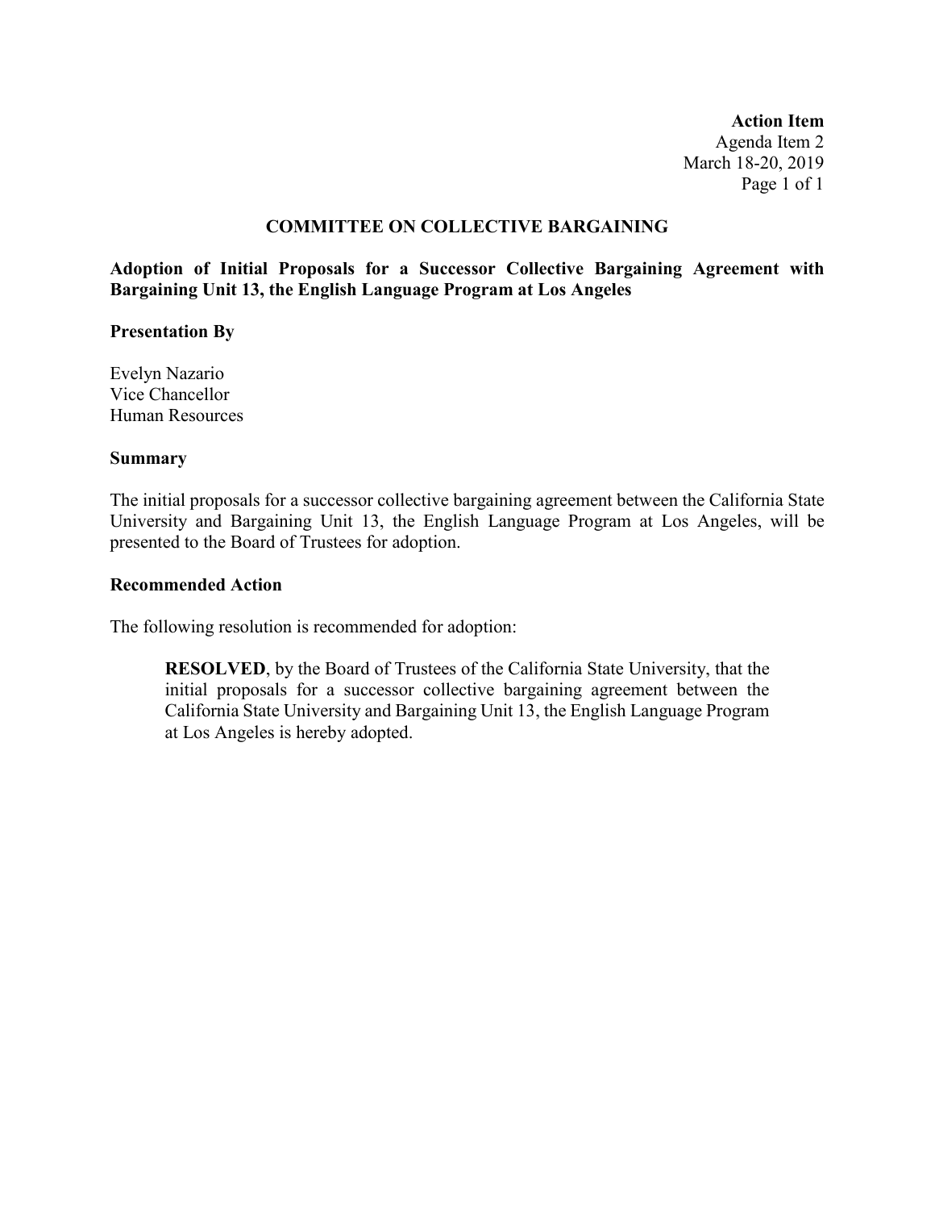**Action Item**
Agenda Item 2
March 18-20, 2019

## COMMITTEE ON COLLECTIVE BARGAINING

**Adoption of Initial Proposals for a Successor Collective Bargaining Agreement with Bargaining Unit 13, the English Language Program at Los Angeles**

**Presentation By**

Evelyn Nazario
Vice Chancellor
Human Resources

**Summary**

The initial proposals for a successor collective bargaining agreement between the California State University and Bargaining Unit 13, the English Language Program at Los Angeles, will be presented to the Board of Trustees for adoption.

**Recommended Action**

The following resolution is recommended for adoption:

> **RESOLVED**, by the Board of Trustees of the California State University, that the initial proposals for a successor collective bargaining agreement between the California State University and Bargaining Unit 13, the English Language Program at Los Angeles is hereby adopted.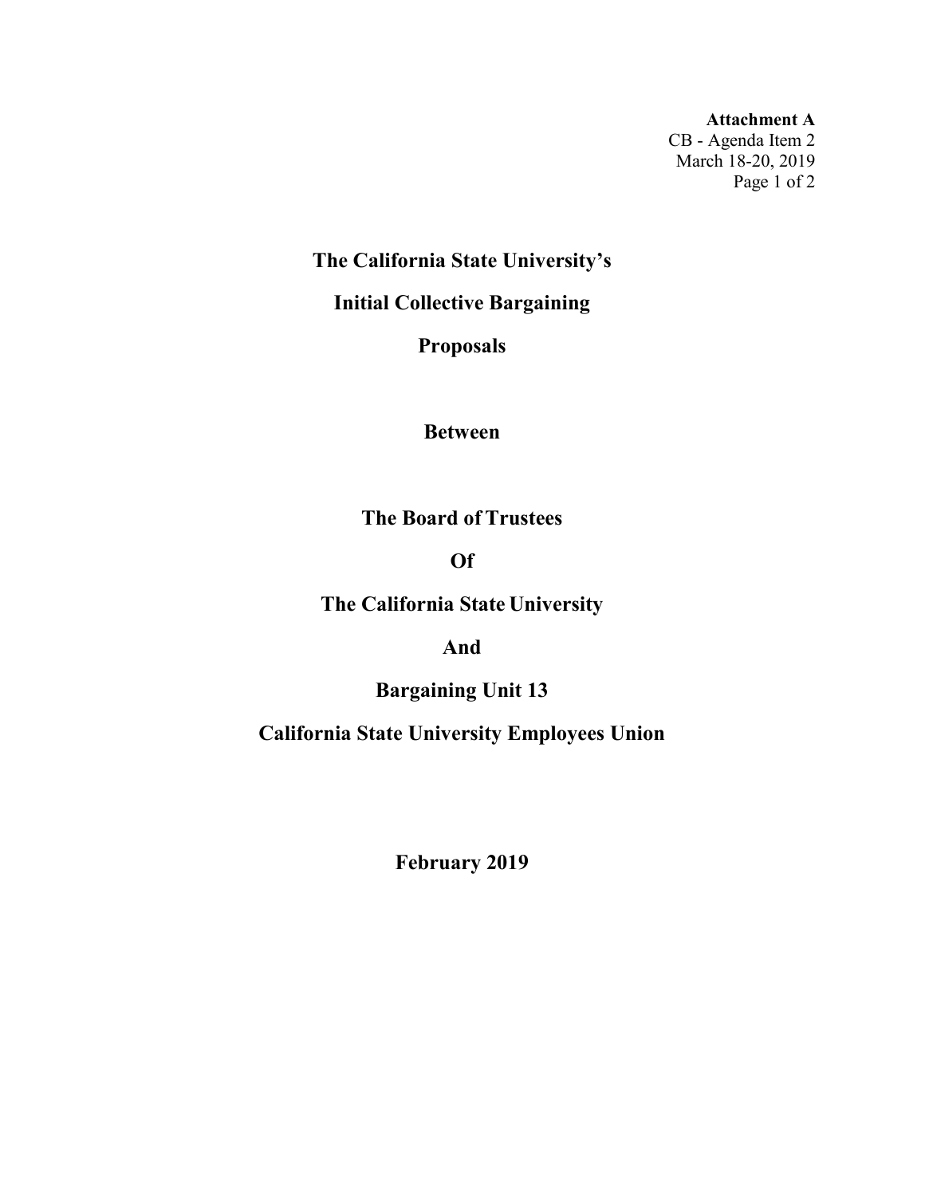**Attachment A**
CB - Agenda Item 2
March 18-20, 2019

# The California State University's

# Initial Collective Bargaining

# Proposals

## Between

## The Board of Trustees

## Of

## The California State University

## And

## Bargaining Unit 13

## California State University Employees Union

**February 2019**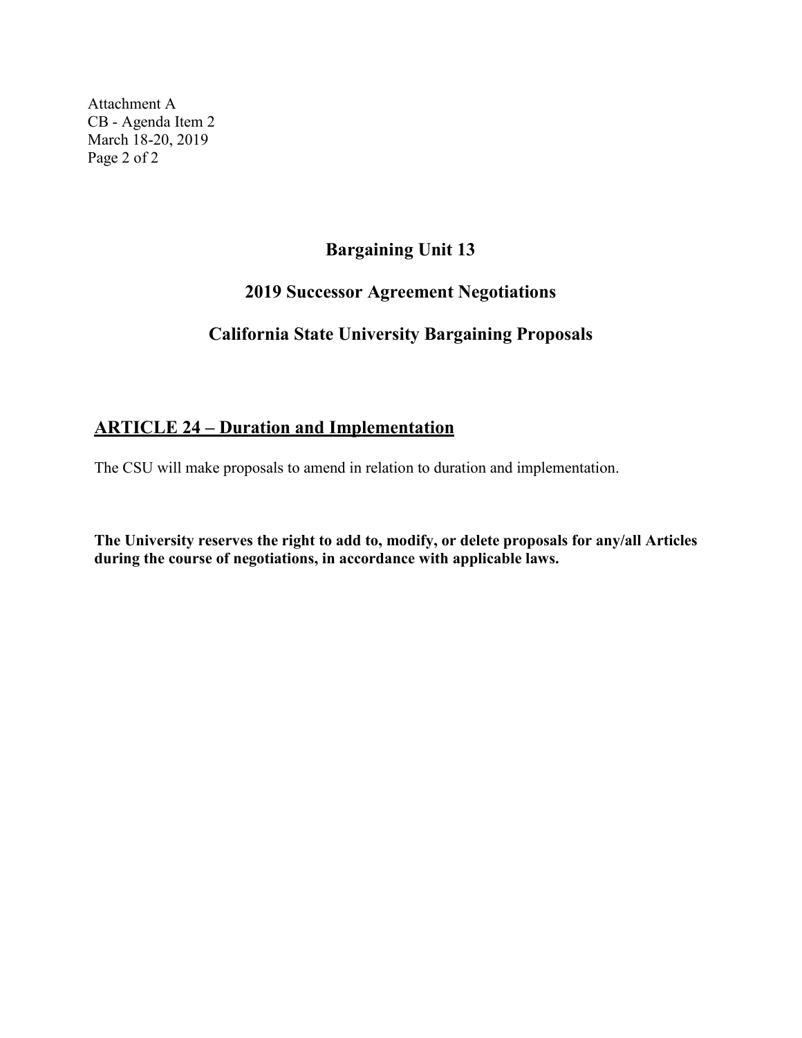Attachment A
CB - Agenda Item 2
March 18-20, 2019

## Bargaining Unit 13

## 2019 Successor Agreement Negotiations

## California State University Bargaining Proposals

### ARTICLE 24 – Duration and Implementation

The CSU will make proposals to amend in relation to duration and implementation.

**The University reserves the right to add to, modify, or delete proposals for any/all Articles during the course of negotiations, in accordance with applicable laws.**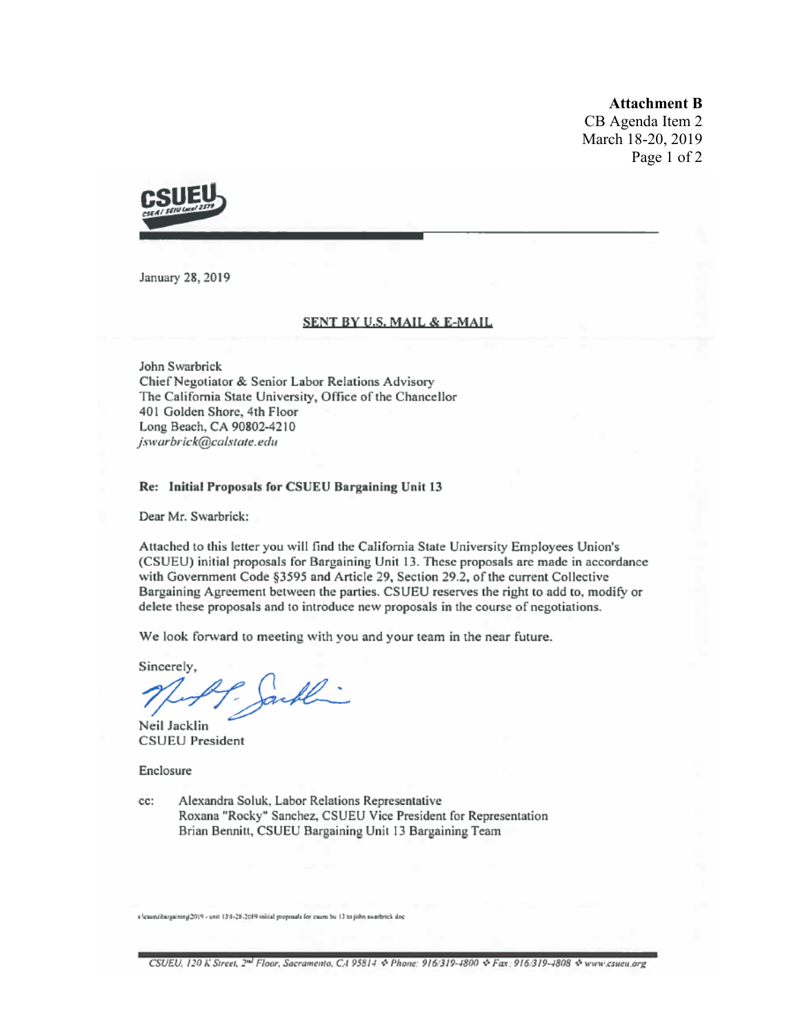**Attachment B**
CB Agenda Item 2
March 18-20, 2019

CSUEU
CSEA / SEIU Local 2579

January 28, 2019

SENT BY U.S. MAIL & E-MAIL

John Swarbrick
Chief Negotiator & Senior Labor Relations Advisory
The California State University, Office of the Chancellor
401 Golden Shore, 4th Floor
Long Beach, CA 90802-4210
*jswarbrick@calstate.edu*

**Re: Initial Proposals for CSUEU Bargaining Unit 13**

Dear Mr. Swarbrick:

Attached to this letter you will find the California State University Employees Union's (CSUEU) initial proposals for Bargaining Unit 13. These proposals are made in accordance with Government Code §3595 and Article 29, Section 29.2, of the current Collective Bargaining Agreement between the parties. CSUEU reserves the right to add to, modify or delete these proposals and to introduce new proposals in the course of negotiations.

We look forward to meeting with you and your team in the near future.

Sincerely,

Neil Jacklin
CSUEU President

Enclosure

cc: Alexandra Soluk, Labor Relations Representative
Roxana "Rocky" Sanchez, CSUEU Vice President for Representation
Brian Bennitt, CSUEU Bargaining Unit 13 Bargaining Team

s:\csueu\bargaining\2019 - unit 13\1-28-2019 initial proposals for csueu bu 13 to john swarbrick.doc

CSUEU, 120 K Street, 2nd Floor, Sacramento, CA 95814 ❖ Phone: 916/319-4800 ❖ Fax: 916/319-4808 ❖ www.csueu.org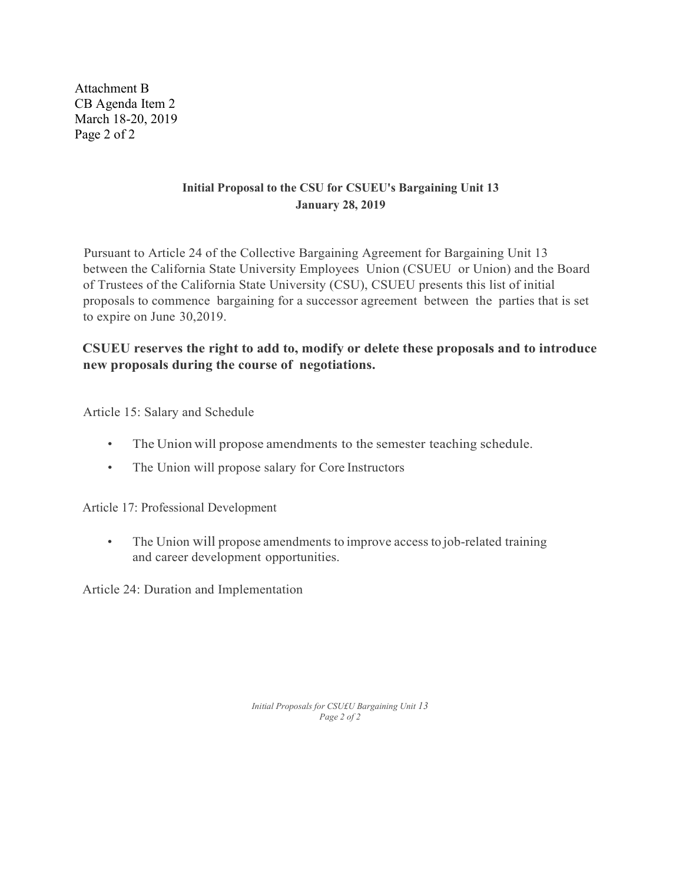Attachment B
CB Agenda Item 2
March 18-20, 2019

## Initial Proposal to the CSU for CSUEU's Bargaining Unit 13
**January 28, 2019**

Pursuant to Article 24 of the Collective Bargaining Agreement for Bargaining Unit 13 between the California State University Employees Union (CSUEU or Union) and the Board of Trustees of the California State University (CSU), CSUEU presents this list of initial proposals to commence bargaining for a successor agreement between the parties that is set to expire on June 30,2019.

**CSUEU reserves the right to add to, modify or delete these proposals and to introduce new proposals during the course of negotiations.**

Article 15: Salary and Schedule

- The Union will propose amendments to the semester teaching schedule.
- The Union will propose salary for Core Instructors

Article 17: Professional Development

- The Union will propose amendments to improve access to job-related training and career development opportunities.

Article 24: Duration and Implementation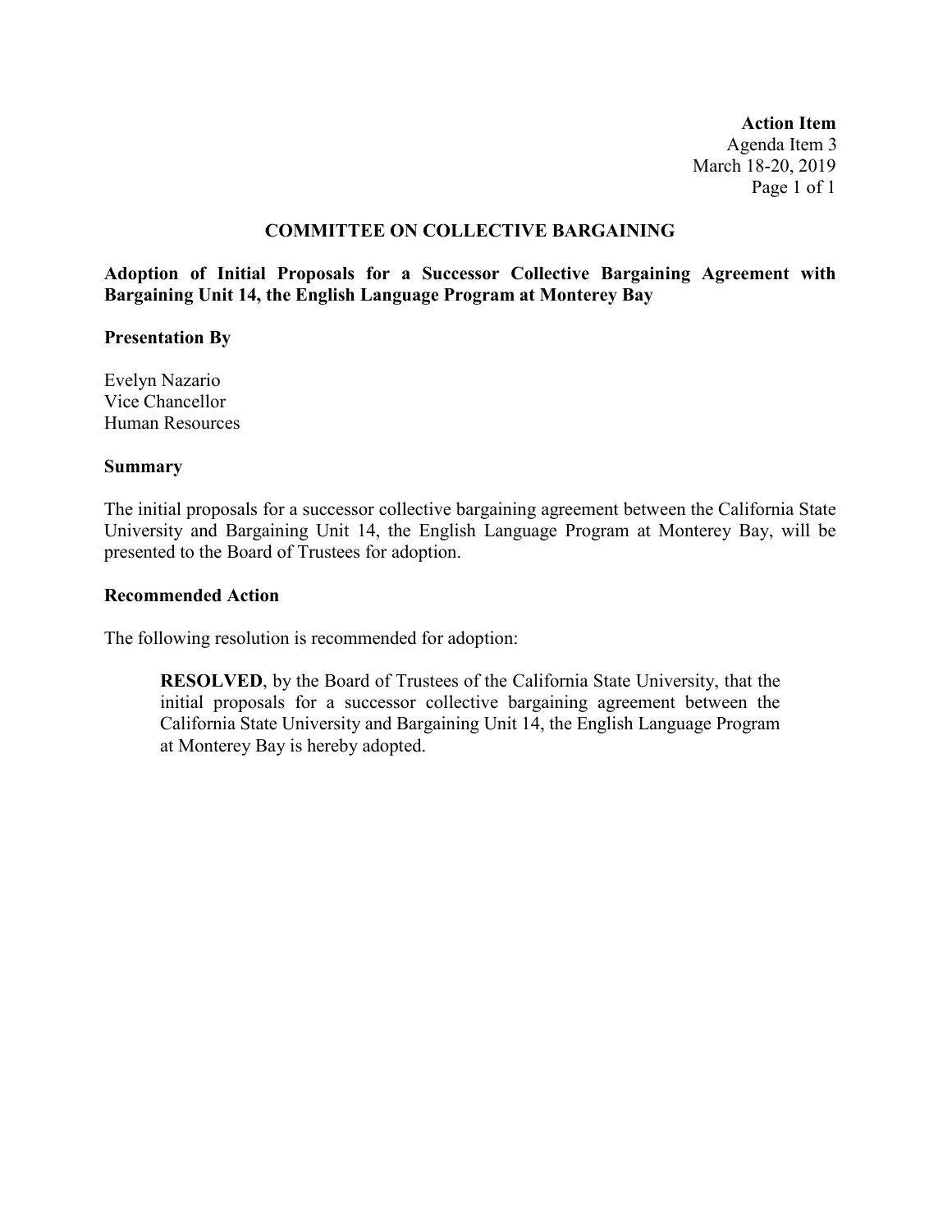**Action Item**
Agenda Item 3
March 18-20, 2019

## COMMITTEE ON COLLECTIVE BARGAINING

### Adoption of Initial Proposals for a Successor Collective Bargaining Agreement with Bargaining Unit 14, the English Language Program at Monterey Bay

**Presentation By**

Evelyn Nazario
Vice Chancellor
Human Resources

**Summary**

The initial proposals for a successor collective bargaining agreement between the California State University and Bargaining Unit 14, the English Language Program at Monterey Bay, will be presented to the Board of Trustees for adoption.

**Recommended Action**

The following resolution is recommended for adoption:

> **RESOLVED**, by the Board of Trustees of the California State University, that the initial proposals for a successor collective bargaining agreement between the California State University and Bargaining Unit 14, the English Language Program at Monterey Bay is hereby adopted.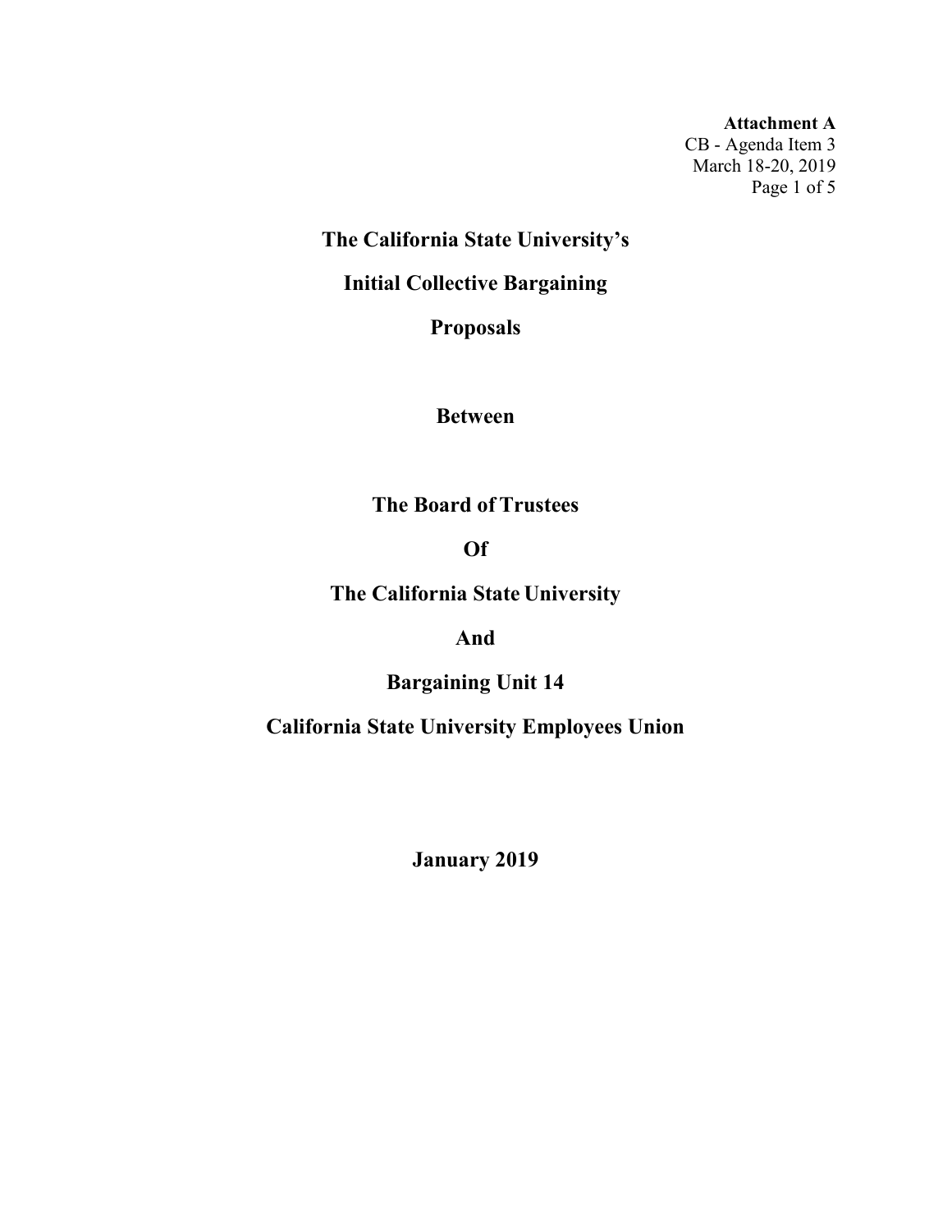**Attachment A**
CB - Agenda Item 3
March 18-20, 2019

# The California State University's

# Initial Collective Bargaining

# Proposals

## Between

## The Board of Trustees

## Of

## The California State University

## And

## Bargaining Unit 14

## California State University Employees Union

**January 2019**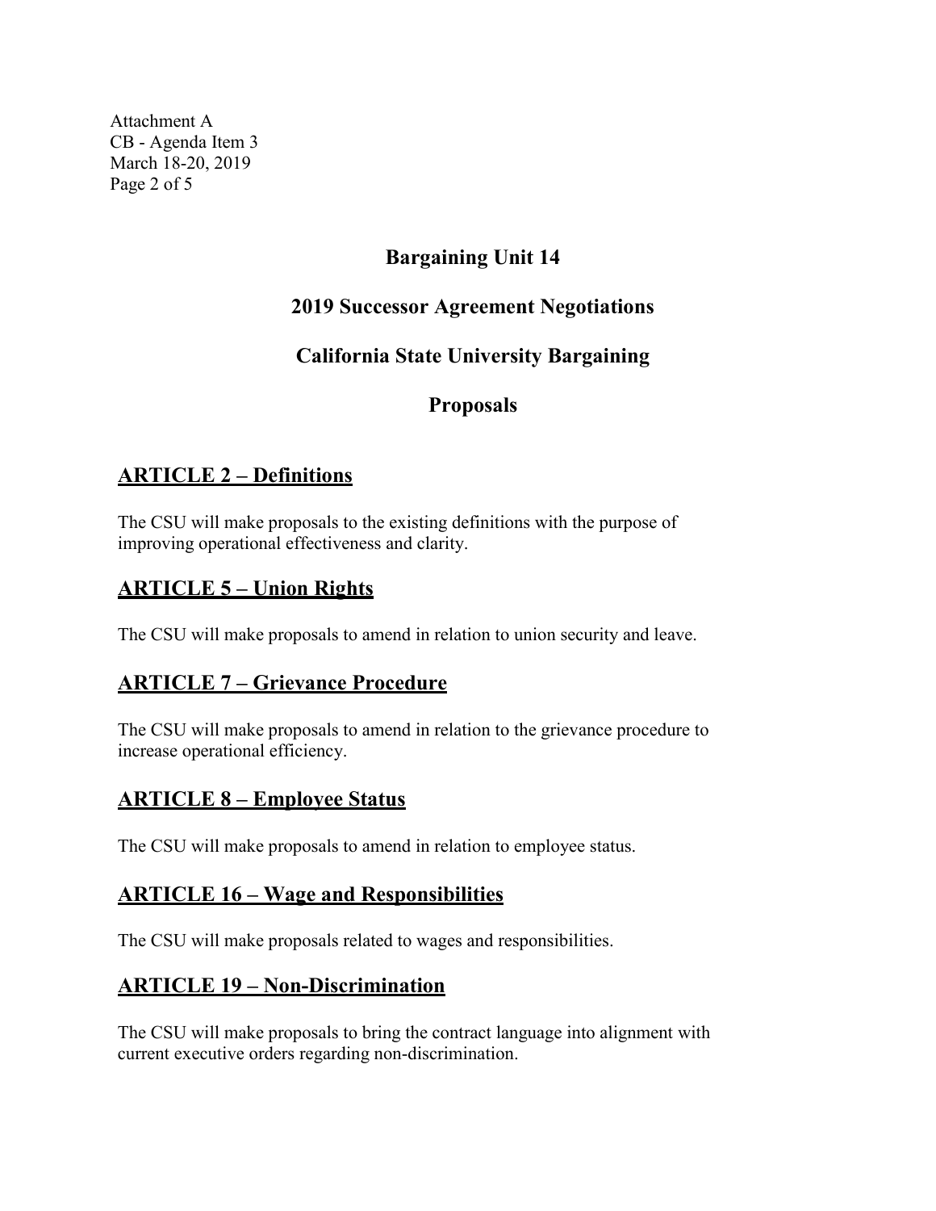Attachment A
CB - Agenda Item 3
March 18-20, 2019

# Bargaining Unit 14

# 2019 Successor Agreement Negotiations

# California State University Bargaining

# Proposals

## ARTICLE 2 – Definitions

The CSU will make proposals to the existing definitions with the purpose of improving operational effectiveness and clarity.

## ARTICLE 5 – Union Rights

The CSU will make proposals to amend in relation to union security and leave.

## ARTICLE 7 – Grievance Procedure

The CSU will make proposals to amend in relation to the grievance procedure to increase operational efficiency.

## ARTICLE 8 – Employee Status

The CSU will make proposals to amend in relation to employee status.

## ARTICLE 16 – Wage and Responsibilities

The CSU will make proposals related to wages and responsibilities.

## ARTICLE 19 – Non-Discrimination

The CSU will make proposals to bring the contract language into alignment with current executive orders regarding non-discrimination.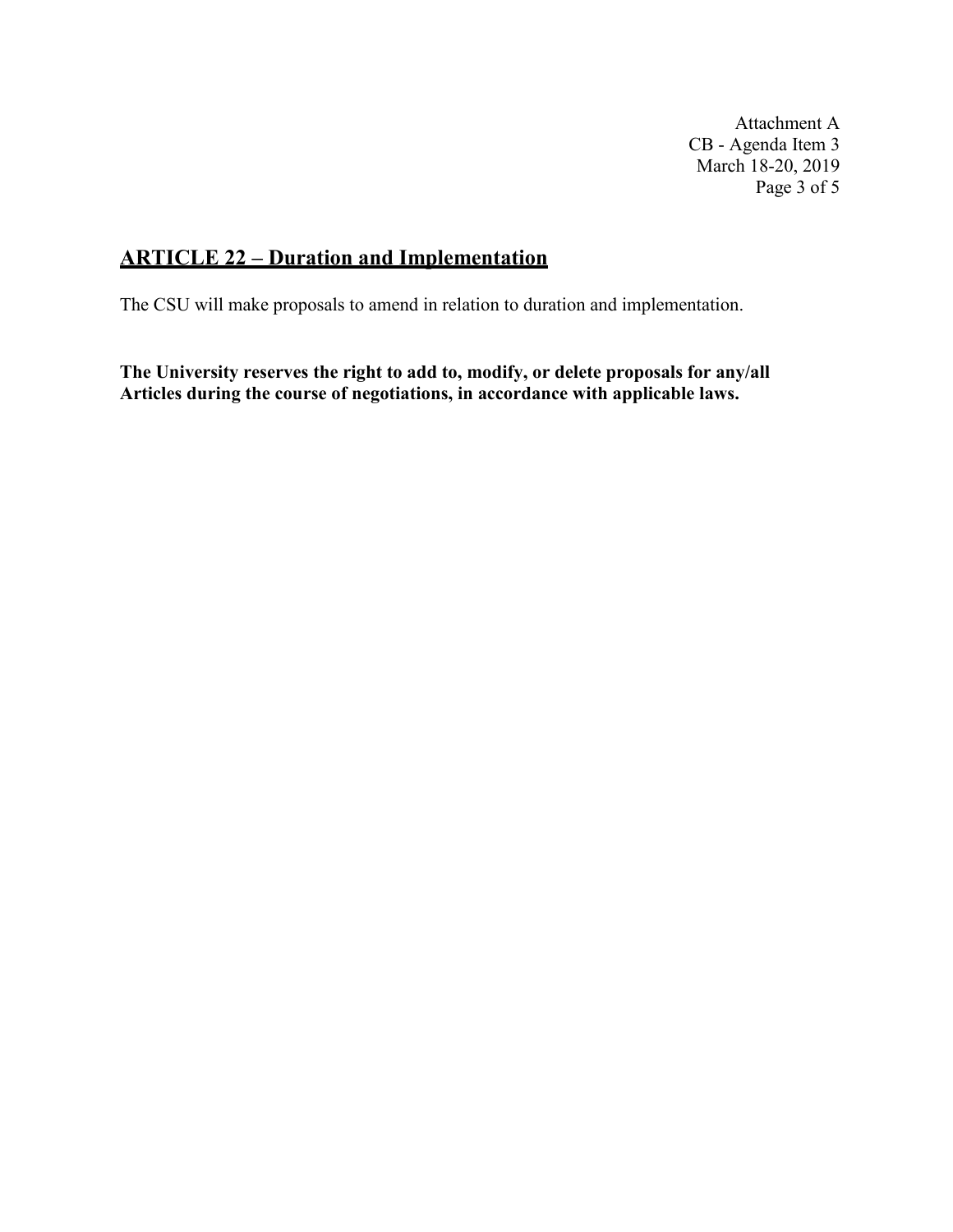Attachment A
CB - Agenda Item 3
March 18-20, 2019

## ARTICLE 22 – Duration and Implementation

The CSU will make proposals to amend in relation to duration and implementation.

**The University reserves the right to add to, modify, or delete proposals for any/all Articles during the course of negotiations, in accordance with applicable laws.**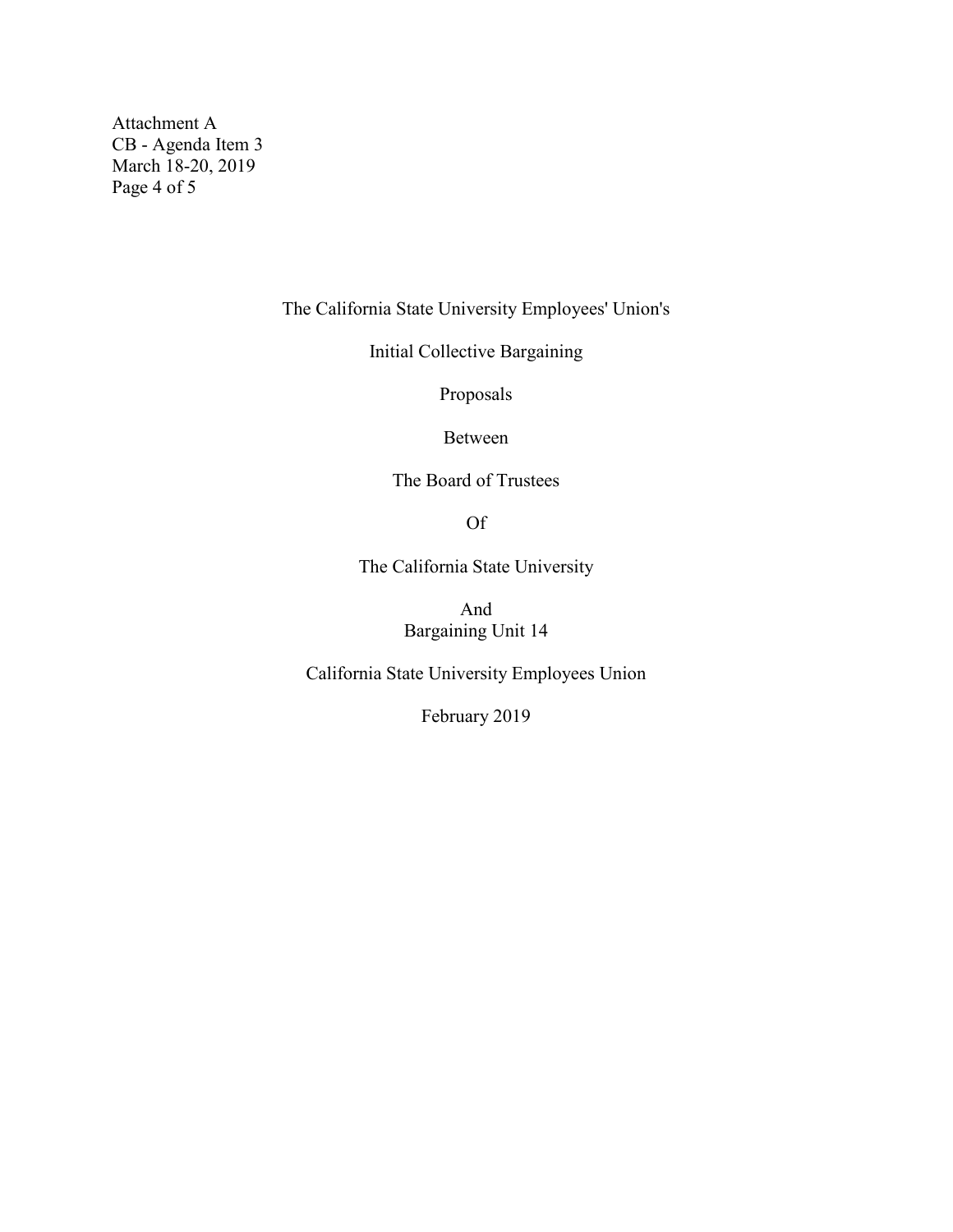Attachment A
CB - Agenda Item 3
March 18-20, 2019

The California State University Employees' Union's

Initial Collective Bargaining

Proposals

Between

The Board of Trustees

Of

The California State University

And
Bargaining Unit 14

California State University Employees Union

February 2019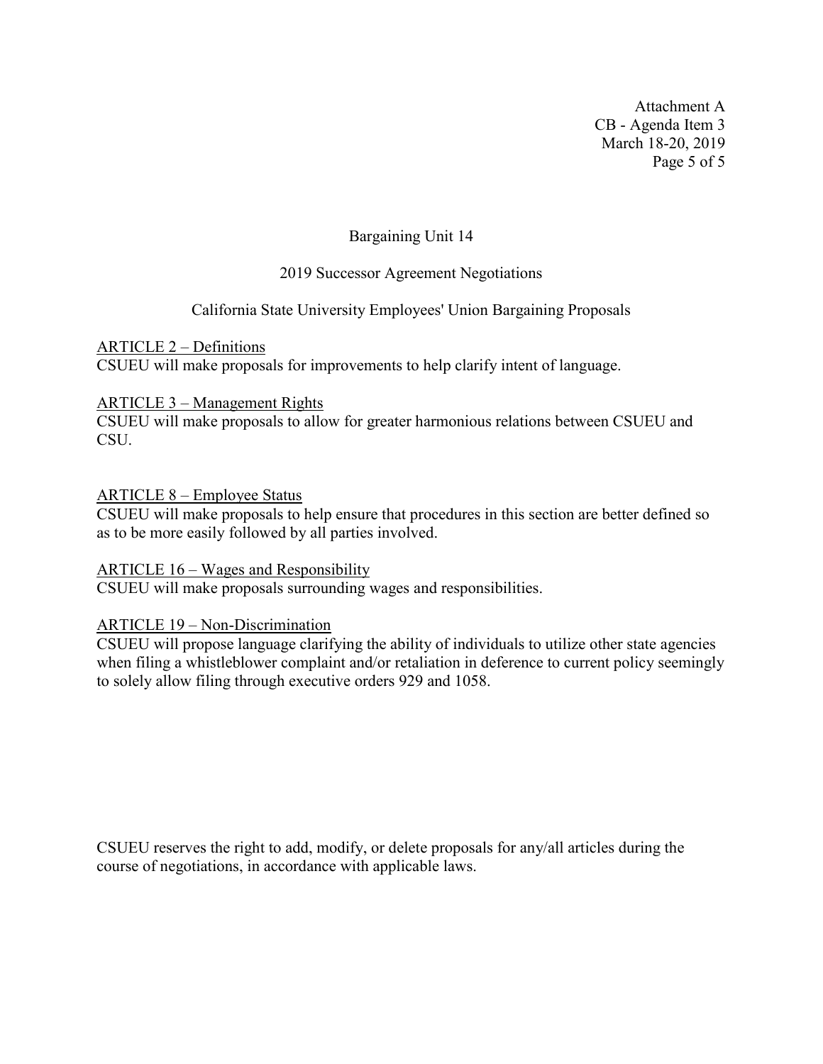Attachment A
CB - Agenda Item 3
March 18-20, 2019

# Bargaining Unit 14

## 2019 Successor Agreement Negotiations

## California State University Employees' Union Bargaining Proposals

ARTICLE 2 – Definitions
CSUEU will make proposals for improvements to help clarify intent of language.

ARTICLE 3 – Management Rights
CSUEU will make proposals to allow for greater harmonious relations between CSUEU and CSU.

ARTICLE 8 – Employee Status
CSUEU will make proposals to help ensure that procedures in this section are better defined so as to be more easily followed by all parties involved.

ARTICLE 16 – Wages and Responsibility
CSUEU will make proposals surrounding wages and responsibilities.

ARTICLE 19 – Non-Discrimination
CSUEU will propose language clarifying the ability of individuals to utilize other state agencies when filing a whistleblower complaint and/or retaliation in deference to current policy seemingly to solely allow filing through executive orders 929 and 1058.

CSUEU reserves the right to add, modify, or delete proposals for any/all articles during the course of negotiations, in accordance with applicable laws.